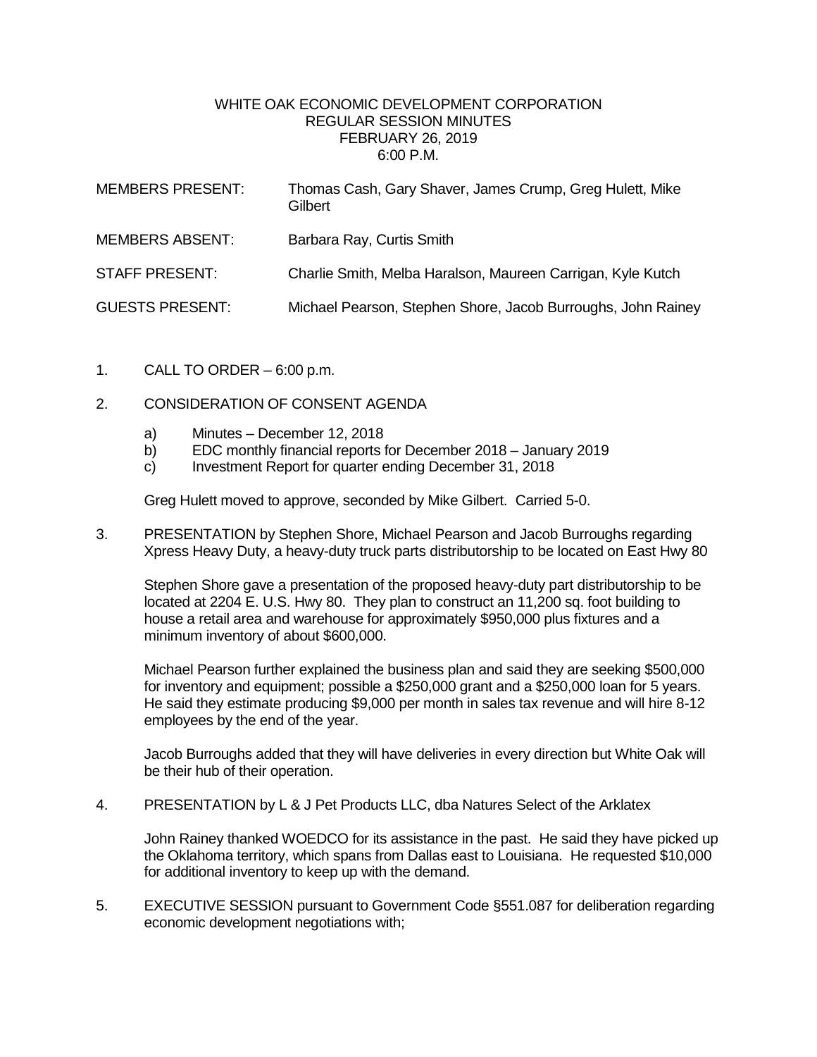# WHITE OAK ECONOMIC DEVELOPMENT CORPORATION
## REGULAR SESSION MINUTES
## FEBRUARY 26, 2019
## 6:00 P.M.

MEMBERS PRESENT: Thomas Cash, Gary Shaver, James Crump, Greg Hulett, Mike Gilbert

MEMBERS ABSENT: Barbara Ray, Curtis Smith

STAFF PRESENT: Charlie Smith, Melba Haralson, Maureen Carrigan, Kyle Kutch

GUESTS PRESENT: Michael Pearson, Stephen Shore, Jacob Burroughs, John Rainey

1. CALL TO ORDER – 6:00 p.m.

2. CONSIDERATION OF CONSENT AGENDA

   a) Minutes – December 12, 2018
   b) EDC monthly financial reports for December 2018 – January 2019
   c) Investment Report for quarter ending December 31, 2018

   Greg Hulett moved to approve, seconded by Mike Gilbert. Carried 5-0.

3. PRESENTATION by Stephen Shore, Michael Pearson and Jacob Burroughs regarding Xpress Heavy Duty, a heavy-duty truck parts distributorship to be located on East Hwy 80

   Stephen Shore gave a presentation of the proposed heavy-duty part distributorship to be located at 2204 E. U.S. Hwy 80. They plan to construct an 11,200 sq. foot building to house a retail area and warehouse for approximately $950,000 plus fixtures and a minimum inventory of about $600,000.

   Michael Pearson further explained the business plan and said they are seeking $500,000 for inventory and equipment; possible a $250,000 grant and a $250,000 loan for 5 years. He said they estimate producing $9,000 per month in sales tax revenue and will hire 8-12 employees by the end of the year.

   Jacob Burroughs added that they will have deliveries in every direction but White Oak will be their hub of their operation.

4. PRESENTATION by L & J Pet Products LLC, dba Natures Select of the Arklatex

   John Rainey thanked WOEDCO for its assistance in the past. He said they have picked up the Oklahoma territory, which spans from Dallas east to Louisiana. He requested $10,000 for additional inventory to keep up with the demand.

5. EXECUTIVE SESSION pursuant to Government Code §551.087 for deliberation regarding economic development negotiations with;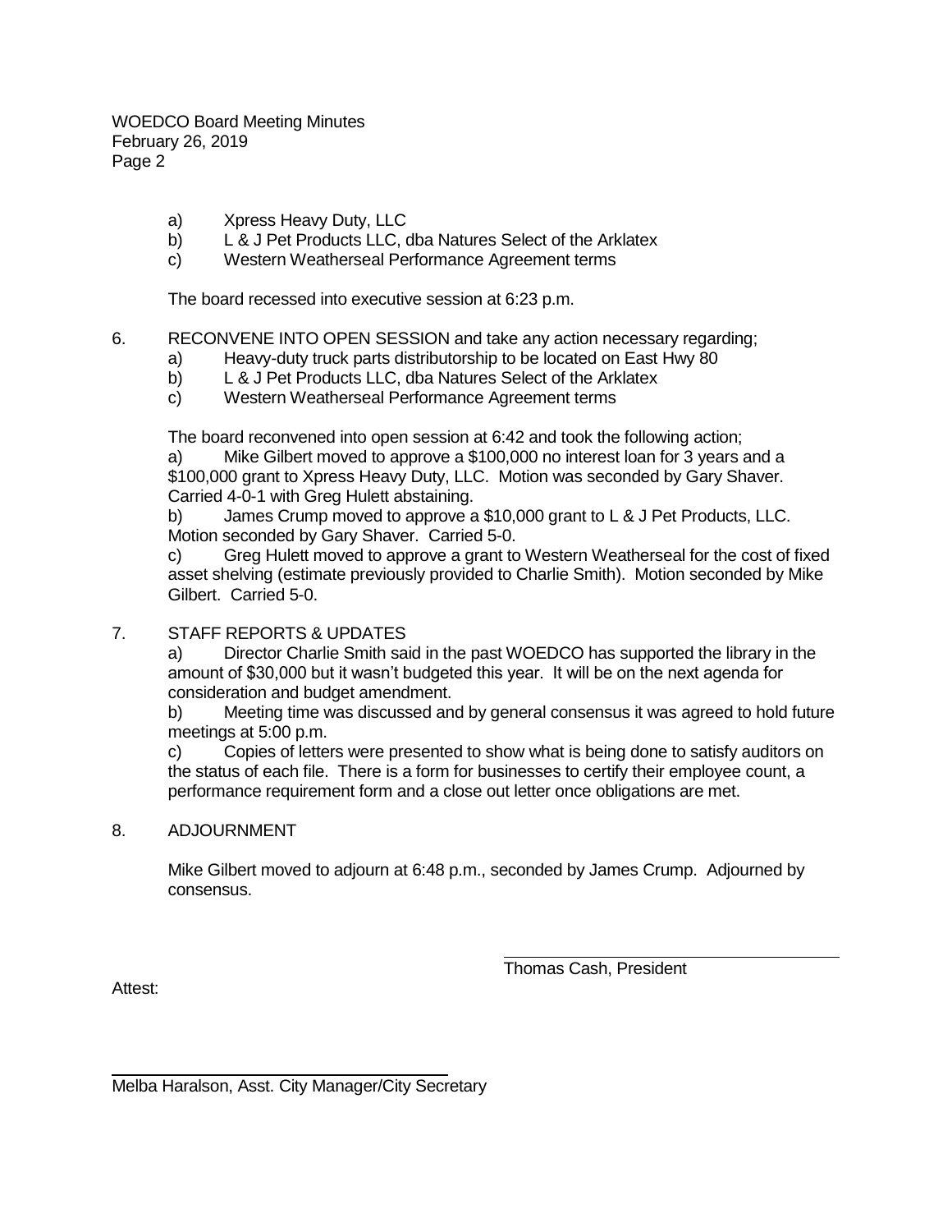a) Xpress Heavy Duty, LLC
b) L & J Pet Products LLC, dba Natures Select of the Arklatex
c) Western Weatherseal Performance Agreement terms

The board recessed into executive session at 6:23 p.m.

6. RECONVENE INTO OPEN SESSION and take any action necessary regarding;
   a) Heavy-duty truck parts distributorship to be located on East Hwy 80
   b) L & J Pet Products LLC, dba Natures Select of the Arklatex
   c) Western Weatherseal Performance Agreement terms

   The board reconvened into open session at 6:42 and took the following action;

   a) Mike Gilbert moved to approve a $100,000 no interest loan for 3 years and a $100,000 grant to Xpress Heavy Duty, LLC. Motion was seconded by Gary Shaver. Carried 4-0-1 with Greg Hulett abstaining.

   b) James Crump moved to approve a $10,000 grant to L & J Pet Products, LLC. Motion seconded by Gary Shaver. Carried 5-0.

   c) Greg Hulett moved to approve a grant to Western Weatherseal for the cost of fixed asset shelving (estimate previously provided to Charlie Smith). Motion seconded by Mike Gilbert. Carried 5-0.

7. STAFF REPORTS & UPDATES

   a) Director Charlie Smith said in the past WOEDCO has supported the library in the amount of $30,000 but it wasn't budgeted this year. It will be on the next agenda for consideration and budget amendment.

   b) Meeting time was discussed and by general consensus it was agreed to hold future meetings at 5:00 p.m.

   c) Copies of letters were presented to show what is being done to satisfy auditors on the status of each file. There is a form for businesses to certify their employee count, a performance requirement form and a close out letter once obligations are met.

8. ADJOURNMENT

   Mike Gilbert moved to adjourn at 6:48 p.m., seconded by James Crump. Adjourned by consensus.

Thomas Cash, President

Attest:

Melba Haralson, Asst. City Manager/City Secretary